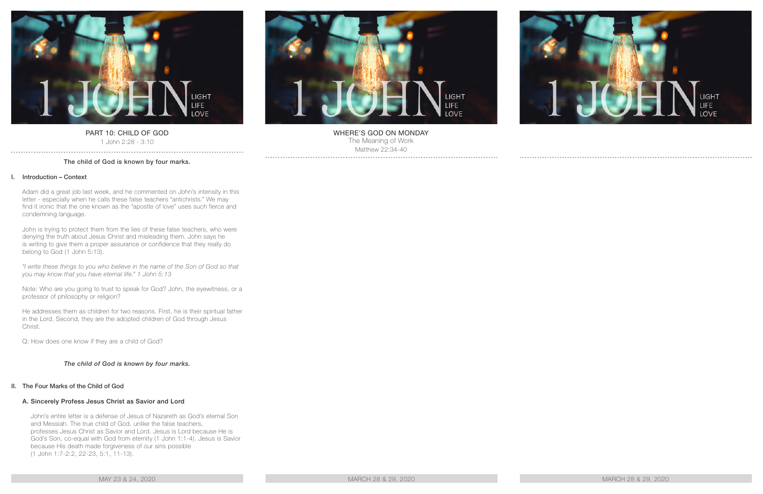PART 10: CHILD OF GOD

1 John 2:28 - 3:10

**The child of God is known by four marks.**

## I. Introduction – Context

Adam did a great job last week, and he commented on John's intensity in this letter - especially when he calls these false teachers "antichrists." We may find it ironic that the one known as the "apostle of love" uses such fierce and condemning language.

John is trying to protect them from the lies of these false teachers, who were denying the truth about Jesus Christ and misleading them. John says he is writing to give them a proper assurance or confidence that they really do belong to God (1 John 5:13).

*"I write these things to you who believe in the name of the Son of God so that you may know that you have eternal life." 1 John 5:13*

Note: Who are you going to trust to speak for God? John, the eyewitness, or a professor of philosophy or religion?

He addresses them as children for two reasons. First, he is their spiritual father in the Lord. Second, they are the adopted children of God through Jesus Christ.

Q: How does one know if they are a child of God?

***The child of God is known by four marks.***

## II. The Four Marks of the Child of God

### A. Sincerely Profess Jesus Christ as Savior and Lord

John's entire letter is a defense of Jesus of Nazareth as God's eternal Son and Messiah. The true child of God, unlike the false teachers, professes Jesus Christ as Savior and Lord. Jesus is Lord because He is God's Son, co-equal with God from eternity (1 John 1:1-4). Jesus is Savior because His death made forgiveness of our sins possible (1 John 1:7-2:2, 22-23, 5:1, 11-13).

MAY 23 & 24, 2020

WHERE'S GOD ON MONDAY

The Meaning of Work

Matthew 22:34-40

MARCH 28 & 29, 2020

MARCH 28 & 29, 2020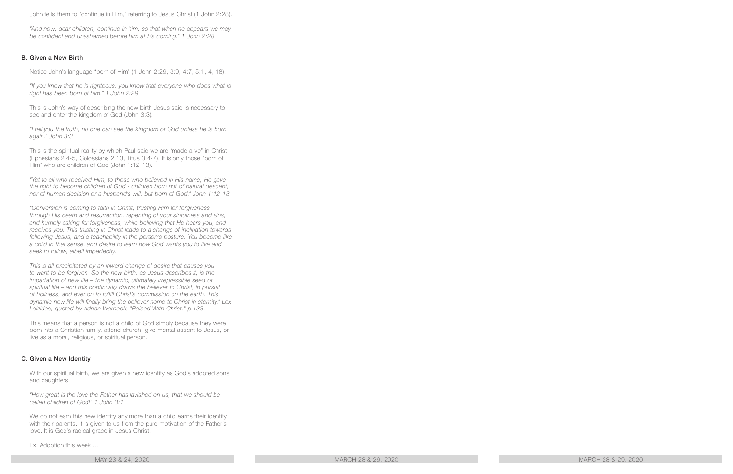John tells them to "continue in Him," referring to Jesus Christ (1 John 2:28).

*"And now, dear children, continue in him, so that when he appears we may be confident and unashamed before him at his coming." 1 John 2:28*

### B. Given a New Birth

Notice John's language "born of Him" (1 John 2:29, 3:9, 4:7, 5:1, 4, 18).

*"If you know that he is righteous, you know that everyone who does what is right has been born of him." 1 John 2:29*

This is John's way of describing the new birth Jesus said is necessary to see and enter the kingdom of God (John 3:3).

*"I tell you the truth, no one can see the kingdom of God unless he is born again." John 3:3*

This is the spiritual reality by which Paul said we are "made alive" in Christ (Ephesians 2:4-5, Colossians 2:13, Titus 3:4-7). It is only those "born of Him" who are children of God (John 1:12-13).

*"Yet to all who received Him, to those who believed in His name, He gave the right to become children of God - children born not of natural descent, nor of human decision or a husband's will, but born of God." John 1:12-13*

*"Conversion is coming to faith in Christ, trusting Him for forgiveness through His death and resurrection, repenting of your sinfulness and sins, and humbly asking for forgiveness, while believing that He hears you, and receives you. This trusting in Christ leads to a change of inclination towards following Jesus, and a teachability in the person's posture. You become like a child in that sense, and desire to learn how God wants you to live and seek to follow, albeit imperfectly.*

*This is all precipitated by an inward change of desire that causes you to want to be forgiven. So the new birth, as Jesus describes it, is the impartation of new life – the dynamic, ultimately irrepressible seed of spiritual life – and this continually draws the believer to Christ, in pursuit of holiness, and ever on to fulfill Christ's commission on the earth. This dynamic new life will finally bring the believer home to Christ in eternity." Lex Loizides, quoted by Adrian Warnock, "Raised With Christ," p.133.*

This means that a person is not a child of God simply because they were born into a Christian family, attend church, give mental assent to Jesus, or live as a moral, religious, or spiritual person.

### C. Given a New Identity

With our spiritual birth, we are given a new identity as God's adopted sons and daughters.

*"How great is the love the Father has lavished on us, that we should be called children of God!" 1 John 3:1*

We do not earn this new identity any more than a child earns their identity with their parents. It is given to us from the pure motivation of the Father's love. It is God's radical grace in Jesus Christ.

Ex. Adoption this week …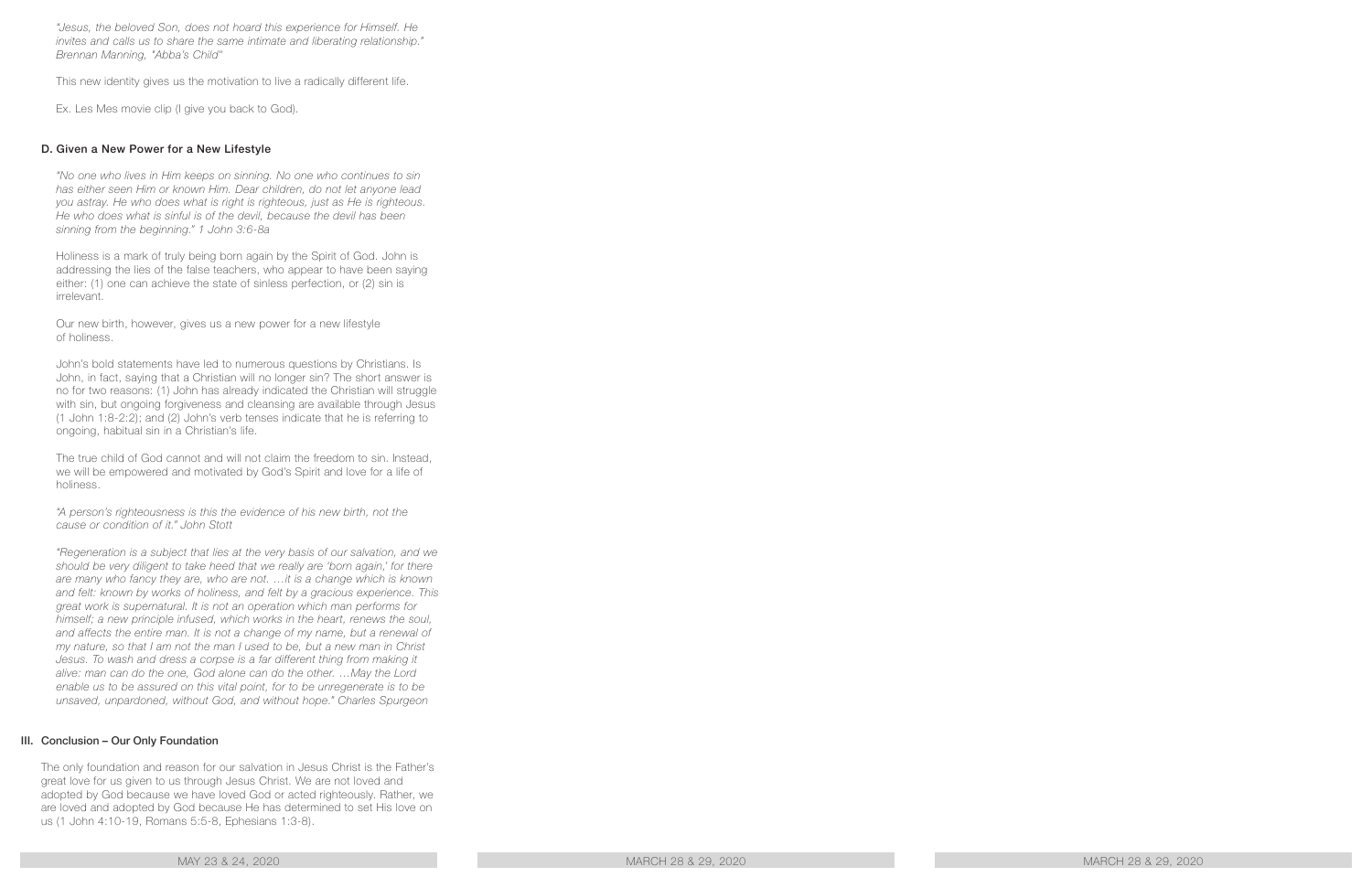*"Jesus, the beloved Son, does not hoard this experience for Himself. He invites and calls us to share the same intimate and liberating relationship." Brennan Manning, "Abba's Child"*

This new identity gives us the motivation to live a radically different life.

Ex. Les Mes movie clip (I give you back to God).

### D. Given a New Power for a New Lifestyle

*"No one who lives in Him keeps on sinning. No one who continues to sin has either seen Him or known Him. Dear children, do not let anyone lead you astray. He who does what is right is righteous, just as He is righteous. He who does what is sinful is of the devil, because the devil has been sinning from the beginning." 1 John 3:6-8a*

Holiness is a mark of truly being born again by the Spirit of God. John is addressing the lies of the false teachers, who appear to have been saying either: (1) one can achieve the state of sinless perfection, or (2) sin is irrelevant.

Our new birth, however, gives us a new power for a new lifestyle of holiness.

John's bold statements have led to numerous questions by Christians. Is John, in fact, saying that a Christian will no longer sin? The short answer is no for two reasons: (1) John has already indicated the Christian will struggle with sin, but ongoing forgiveness and cleansing are available through Jesus (1 John 1:8-2:2); and (2) John's verb tenses indicate that he is referring to ongoing, habitual sin in a Christian's life.

The true child of God cannot and will not claim the freedom to sin. Instead, we will be empowered and motivated by God's Spirit and love for a life of holiness.

*"A person's righteousness is this the evidence of his new birth, not the cause or condition of it." John Stott*

*"Regeneration is a subject that lies at the very basis of our salvation, and we should be very diligent to take heed that we really are 'born again,' for there are many who fancy they are, who are not. …it is a change which is known and felt: known by works of holiness, and felt by a gracious experience. This great work is supernatural. It is not an operation which man performs for himself; a new principle infused, which works in the heart, renews the soul, and affects the entire man. It is not a change of my name, but a renewal of my nature, so that I am not the man I used to be, but a new man in Christ Jesus. To wash and dress a corpse is a far different thing from making it alive: man can do the one, God alone can do the other. …May the Lord enable us to be assured on this vital point, for to be unregenerate is to be unsaved, unpardoned, without God, and without hope." Charles Spurgeon*

## III. Conclusion – Our Only Foundation

The only foundation and reason for our salvation in Jesus Christ is the Father's great love for us given to us through Jesus Christ. We are not loved and adopted by God because we have loved God or acted righteously. Rather, we are loved and adopted by God because He has determined to set His love on us (1 John 4:10-19, Romans 5:5-8, Ephesians 1:3-8).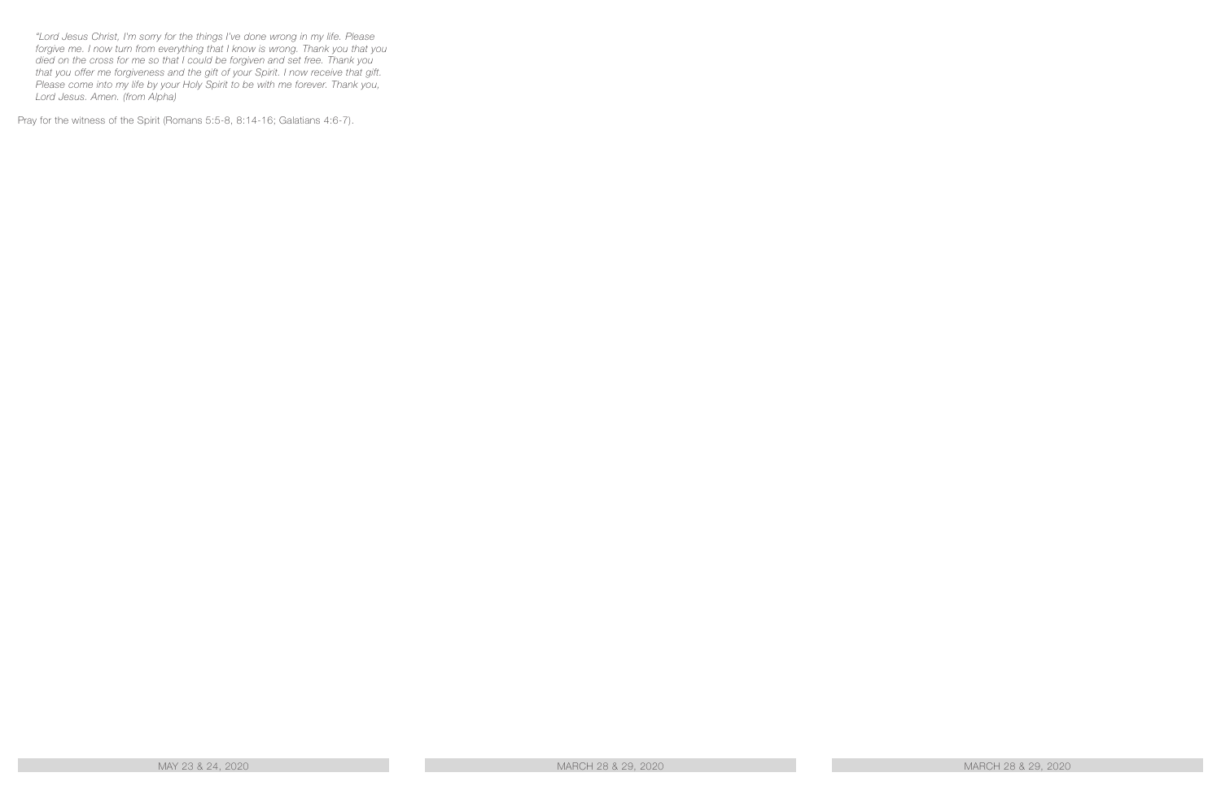*"Lord Jesus Christ, I'm sorry for the things I've done wrong in my life. Please forgive me. I now turn from everything that I know is wrong. Thank you that you died on the cross for me so that I could be forgiven and set free. Thank you that you offer me forgiveness and the gift of your Spirit. I now receive that gift. Please come into my life by your Holy Spirit to be with me forever. Thank you, Lord Jesus. Amen. (from Alpha)*

Pray for the witness of the Spirit (Romans 5:5-8, 8:14-16; Galatians 4:6-7).